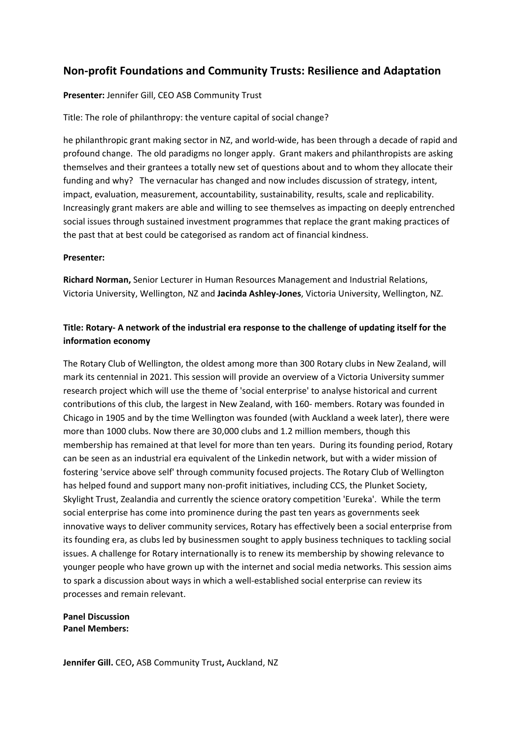## Non-profit Foundations and Community Trusts: Resilience and Adaptation

**Presenter:** Jennifer Gill, CEO ASB Community Trust

Title: The role of philanthropy: the venture capital of social change?

he philanthropic grant making sector in NZ, and world-wide, has been through a decade of rapid and profound change. The old paradigms no longer apply. Grant makers and philanthropists are asking themselves and their grantees a totally new set of questions about and to whom they allocate their funding and why? The vernacular has changed and now includes discussion of strategy, intent, impact, evaluation, measurement, accountability, sustainability, results, scale and replicability. Increasingly grant makers are able and willing to see themselves as impacting on deeply entrenched social issues through sustained investment programmes that replace the grant making practices of the past that at best could be categorised as random act of financial kindness.

**Presenter:**

**Richard Norman,** Senior Lecturer in Human Resources Management and Industrial Relations, Victoria University, Wellington, NZ and **Jacinda Ashley-Jones**, Victoria University, Wellington, NZ.

**Title: Rotary- A network of the industrial era response to the challenge of updating itself for the information economy**

The Rotary Club of Wellington, the oldest among more than 300 Rotary clubs in New Zealand, will mark its centennial in 2021. This session will provide an overview of a Victoria University summer research project which will use the theme of 'social enterprise' to analyse historical and current contributions of this club, the largest in New Zealand, with 160- members. Rotary was founded in Chicago in 1905 and by the time Wellington was founded (with Auckland a week later), there were more than 1000 clubs. Now there are 30,000 clubs and 1.2 million members, though this membership has remained at that level for more than ten years. During its founding period, Rotary can be seen as an industrial era equivalent of the Linkedin network, but with a wider mission of fostering 'service above self' through community focused projects. The Rotary Club of Wellington has helped found and support many non-profit initiatives, including CCS, the Plunket Society, Skylight Trust, Zealandia and currently the science oratory competition 'Eureka'. While the term social enterprise has come into prominence during the past ten years as governments seek innovative ways to deliver community services, Rotary has effectively been a social enterprise from its founding era, as clubs led by businessmen sought to apply business techniques to tackling social issues. A challenge for Rotary internationally is to renew its membership by showing relevance to younger people who have grown up with the internet and social media networks. This session aims to spark a discussion about ways in which a well-established social enterprise can review its processes and remain relevant.

**Panel Discussion**
**Panel Members:**

**Jennifer Gill.** CEO**,** ASB Community Trust**,** Auckland, NZ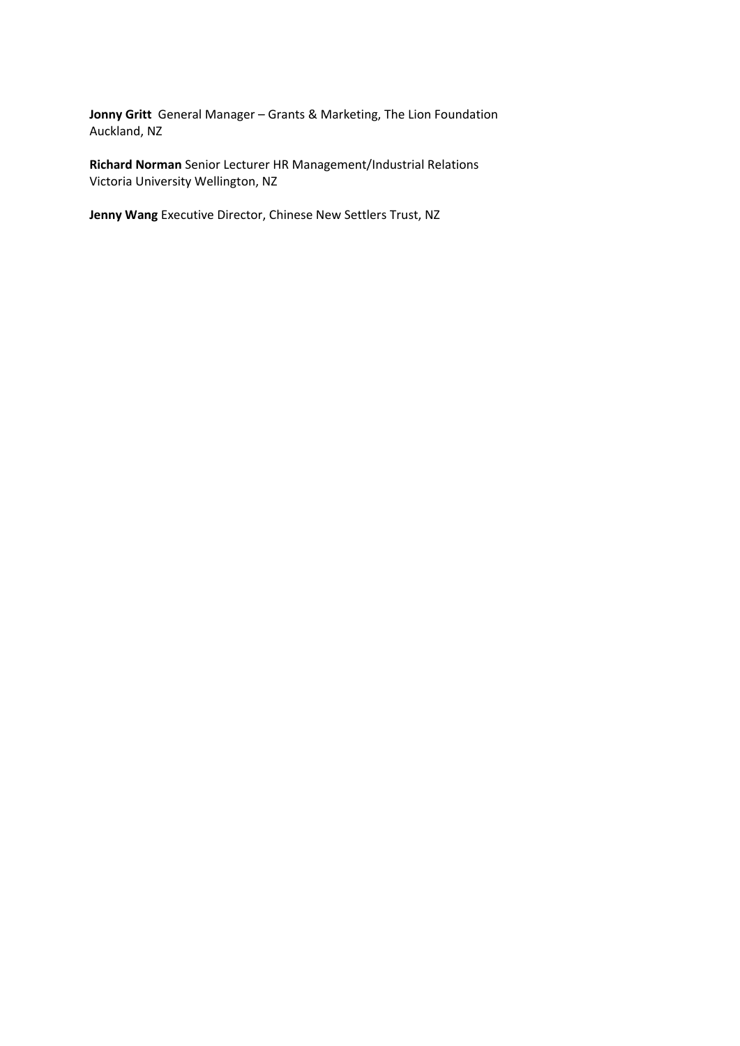**Jonny Gritt** General Manager – Grants & Marketing, The Lion Foundation
Auckland, NZ

**Richard Norman** Senior Lecturer HR Management/Industrial Relations
Victoria University Wellington, NZ

**Jenny Wang** Executive Director, Chinese New Settlers Trust, NZ